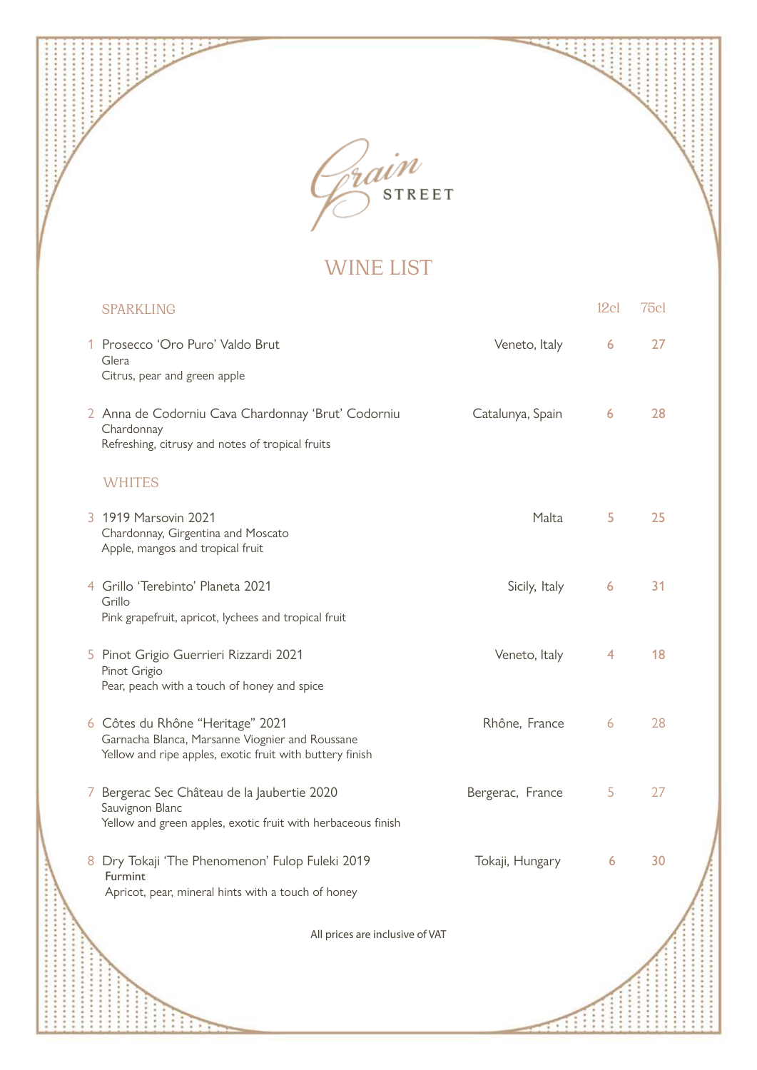# Grain STREET

## WINE LIST

| SPARKLING | | 12cl | 75cl |
|---|---|---|---|
| 1 Prosecco 'Oro Puro' Valdo Brut<br>Glera<br>Citrus, pear and green apple | Veneto, Italy | 6 | 27 |
| 2 Anna de Codorniu Cava Chardonnay 'Brut' Codorniu<br>Chardonnay<br>Refreshing, citrusy and notes of tropical fruits | Catalunya, Spain | 6 | 28 |

| WHITES | | 12cl | 75cl |
|---|---|---|---|
| 3 1919 Marsovin 2021<br>Chardonnay, Girgentina and Moscato<br>Apple, mangos and tropical fruit | Malta | 5 | 25 |
| 4 Grillo 'Terebinto' Planeta 2021<br>Grillo<br>Pink grapefruit, apricot, lychees and tropical fruit | Sicily, Italy | 6 | 31 |
| 5 Pinot Grigio Guerrieri Rizzardi 2021<br>Pinot Grigio<br>Pear, peach with a touch of honey and spice | Veneto, Italy | 4 | 18 |
| 6 Côtes du Rhône "Heritage" 2021<br>Garnacha Blanca, Marsanne Viognier and Roussane<br>Yellow and ripe apples, exotic fruit with buttery finish | Rhône, France | 6 | 28 |
| 7 Bergerac Sec Château de la Jaubertie 2020<br>Sauvignon Blanc<br>Yellow and green apples, exotic fruit with herbaceous finish | Bergerac, France | 5 | 27 |
| 8 Dry Tokaji 'The Phenomenon' Fulop Fuleki 2019<br>Furmint<br>Apricot, pear, mineral hints with a touch of honey | Tokaji, Hungary | 6 | 30 |

All prices are inclusive of VAT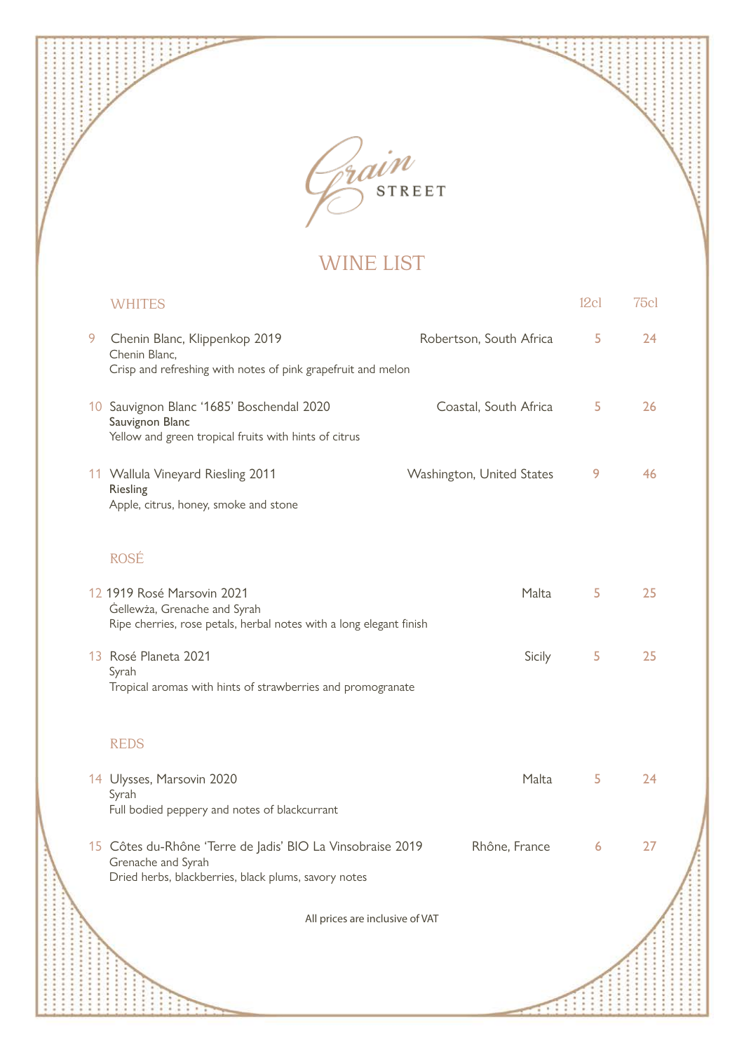# Grain STREET

## WINE LIST

### WHITES

| | | | 12cl | 75cl |
|---|---|---|---|---|
| 9 | Chenin Blanc, Klippenkop 2019<br>Chenin Blanc,<br>Crisp and refreshing with notes of pink grapefruit and melon | Robertson, South Africa | 5 | 24 |
| 10 | Sauvignon Blanc '1685' Boschendal 2020<br>Sauvignon Blanc<br>Yellow and green tropical fruits with hints of citrus | Coastal, South Africa | 5 | 26 |
| 11 | Wallula Vineyard Riesling 2011<br>Riesling<br>Apple, citrus, honey, smoke and stone | Washington, United States | 9 | 46 |

### ROSÉ

| | | | 12cl | 75cl |
|---|---|---|---|---|
| 12 | 1919 Rosé Marsovin 2021<br>Ġellewża, Grenache and Syrah<br>Ripe cherries, rose petals, herbal notes with a long elegant finish | Malta | 5 | 25 |
| 13 | Rosé Planeta 2021<br>Syrah<br>Tropical aromas with hints of strawberries and promogranate | Sicily | 5 | 25 |

### REDS

| | | | 12cl | 75cl |
|---|---|---|---|---|
| 14 | Ulysses, Marsovin 2020<br>Syrah<br>Full bodied peppery and notes of blackcurrant | Malta | 5 | 24 |
| 15 | Côtes du-Rhône 'Terre de Jadis' BIO La Vinsobraise 2019<br>Grenache and Syrah<br>Dried herbs, blackberries, black plums, savory notes | Rhône, France | 6 | 27 |

All prices are inclusive of VAT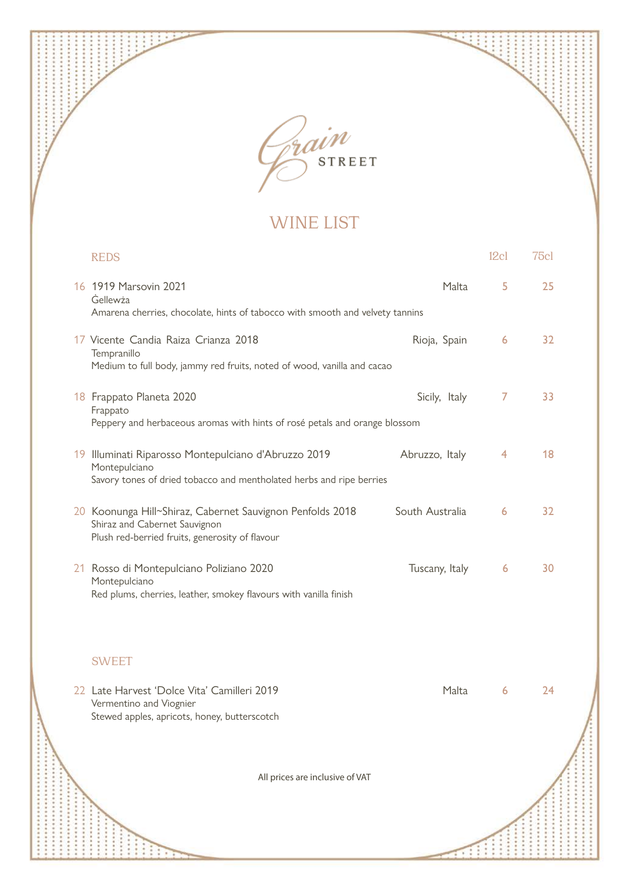# Grain STREET

## WINE LIST

### REDS

| | | | 12cl | 75cl |
|---|---|---|---|---|
| 16 | 1919 Marsovin 2021<br>Ġellewża<br>Amarena cherries, chocolate, hints of tabocco with smooth and velvety tannins | Malta | 5 | 25 |
| 17 | Vicente Candia Raiza Crianza 2018<br>Tempranillo<br>Medium to full body, jammy red fruits, noted of wood, vanilla and cacao | Rioja, Spain | 6 | 32 |
| 18 | Frappato Planeta 2020<br>Frappato<br>Peppery and herbaceous aromas with hints of rosé petals and orange blossom | Sicily, Italy | 7 | 33 |
| 19 | Illuminati Riparosso Montepulciano d'Abruzzo 2019<br>Montepulciano<br>Savory tones of dried tobacco and mentholated herbs and ripe berries | Abruzzo, Italy | 4 | 18 |
| 20 | Koonunga Hill~Shiraz, Cabernet Sauvignon Penfolds 2018<br>Shiraz and Cabernet Sauvignon<br>Plush red-berried fruits, generosity of flavour | South Australia | 6 | 32 |
| 21 | Rosso di Montepulciano Poliziano 2020<br>Montepulciano<br>Red plums, cherries, leather, smokey flavours with vanilla finish | Tuscany, Italy | 6 | 30 |

### SWEET

| | | | 12cl | 75cl |
|---|---|---|---|---|
| 22 | Late Harvest 'Dolce Vita' Camilleri 2019<br>Vermentino and Viognier<br>Stewed apples, apricots, honey, butterscotch | Malta | 6 | 24 |

All prices are inclusive of VAT